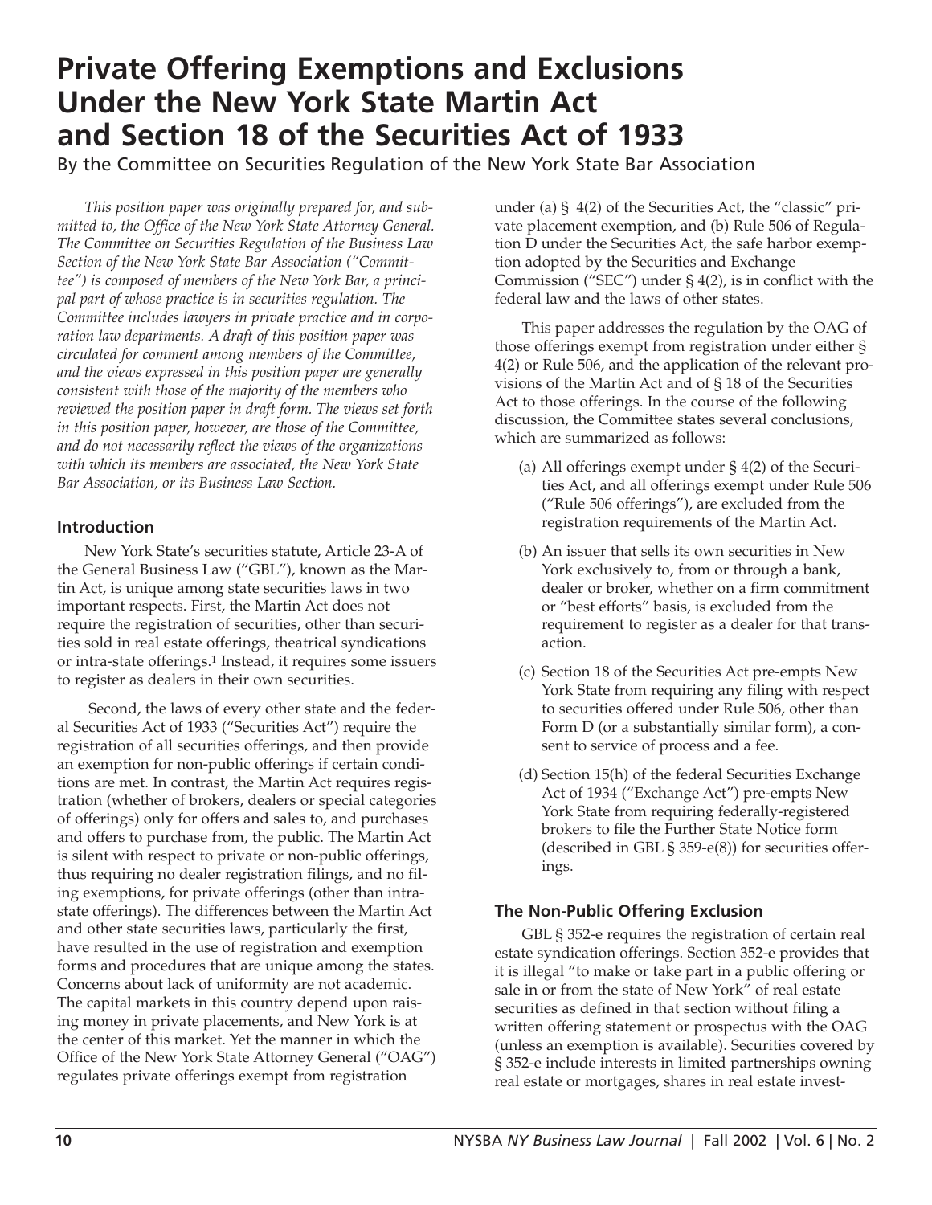# Private Offering Exemptions and Exclusions Under the New York State Martin Act and Section 18 of the Securities Act of 1933

By the Committee on Securities Regulation of the New York State Bar Association

*This position paper was originally prepared for, and submitted to, the Office of the New York State Attorney General. The Committee on Securities Regulation of the Business Law Section of the New York State Bar Association ("Committee") is composed of members of the New York Bar, a principal part of whose practice is in securities regulation. The Committee includes lawyers in private practice and in corporation law departments. A draft of this position paper was circulated for comment among members of the Committee, and the views expressed in this position paper are generally consistent with those of the majority of the members who reviewed the position paper in draft form. The views set forth in this position paper, however, are those of the Committee, and do not necessarily reflect the views of the organizations with which its members are associated, the New York State Bar Association, or its Business Law Section.*

## Introduction

New York State's securities statute, Article 23-A of the General Business Law ("GBL"), known as the Martin Act, is unique among state securities laws in two important respects. First, the Martin Act does not require the registration of securities, other than securities sold in real estate offerings, theatrical syndications or intra-state offerings.[1] Instead, it requires some issuers to register as dealers in their own securities.

Second, the laws of every other state and the federal Securities Act of 1933 ("Securities Act") require the registration of all securities offerings, and then provide an exemption for non-public offerings if certain conditions are met. In contrast, the Martin Act requires registration (whether of brokers, dealers or special categories of offerings) only for offers and sales to, and purchases and offers to purchase from, the public. The Martin Act is silent with respect to private or non-public offerings, thus requiring no dealer registration filings, and no filing exemptions, for private offerings (other than intrastate offerings). The differences between the Martin Act and other state securities laws, particularly the first, have resulted in the use of registration and exemption forms and procedures that are unique among the states. Concerns about lack of uniformity are not academic. The capital markets in this country depend upon raising money in private placements, and New York is at the center of this market. Yet the manner in which the Office of the New York State Attorney General ("OAG") regulates private offerings exempt from registration under (a) § 4(2) of the Securities Act, the "classic" private placement exemption, and (b) Rule 506 of Regulation D under the Securities Act, the safe harbor exemption adopted by the Securities and Exchange Commission ("SEC") under § 4(2), is in conflict with the federal law and the laws of other states.

This paper addresses the regulation by the OAG of those offerings exempt from registration under either § 4(2) or Rule 506, and the application of the relevant provisions of the Martin Act and of § 18 of the Securities Act to those offerings. In the course of the following discussion, the Committee states several conclusions, which are summarized as follows:

(a) All offerings exempt under § 4(2) of the Securities Act, and all offerings exempt under Rule 506 ("Rule 506 offerings"), are excluded from the registration requirements of the Martin Act.

(b) An issuer that sells its own securities in New York exclusively to, from or through a bank, dealer or broker, whether on a firm commitment or "best efforts" basis, is excluded from the requirement to register as a dealer for that transaction.

(c) Section 18 of the Securities Act pre-empts New York State from requiring any filing with respect to securities offered under Rule 506, other than Form D (or a substantially similar form), a consent to service of process and a fee.

(d) Section 15(h) of the federal Securities Exchange Act of 1934 ("Exchange Act") pre-empts New York State from requiring federally-registered brokers to file the Further State Notice form (described in GBL § 359-e(8)) for securities offerings.

## The Non-Public Offering Exclusion

GBL § 352-e requires the registration of certain real estate syndication offerings. Section 352-e provides that it is illegal "to make or take part in a public offering or sale in or from the state of New York" of real estate securities as defined in that section without filing a written offering statement or prospectus with the OAG (unless an exemption is available). Securities covered by § 352-e include interests in limited partnerships owning real estate or mortgages, shares in real estate invest-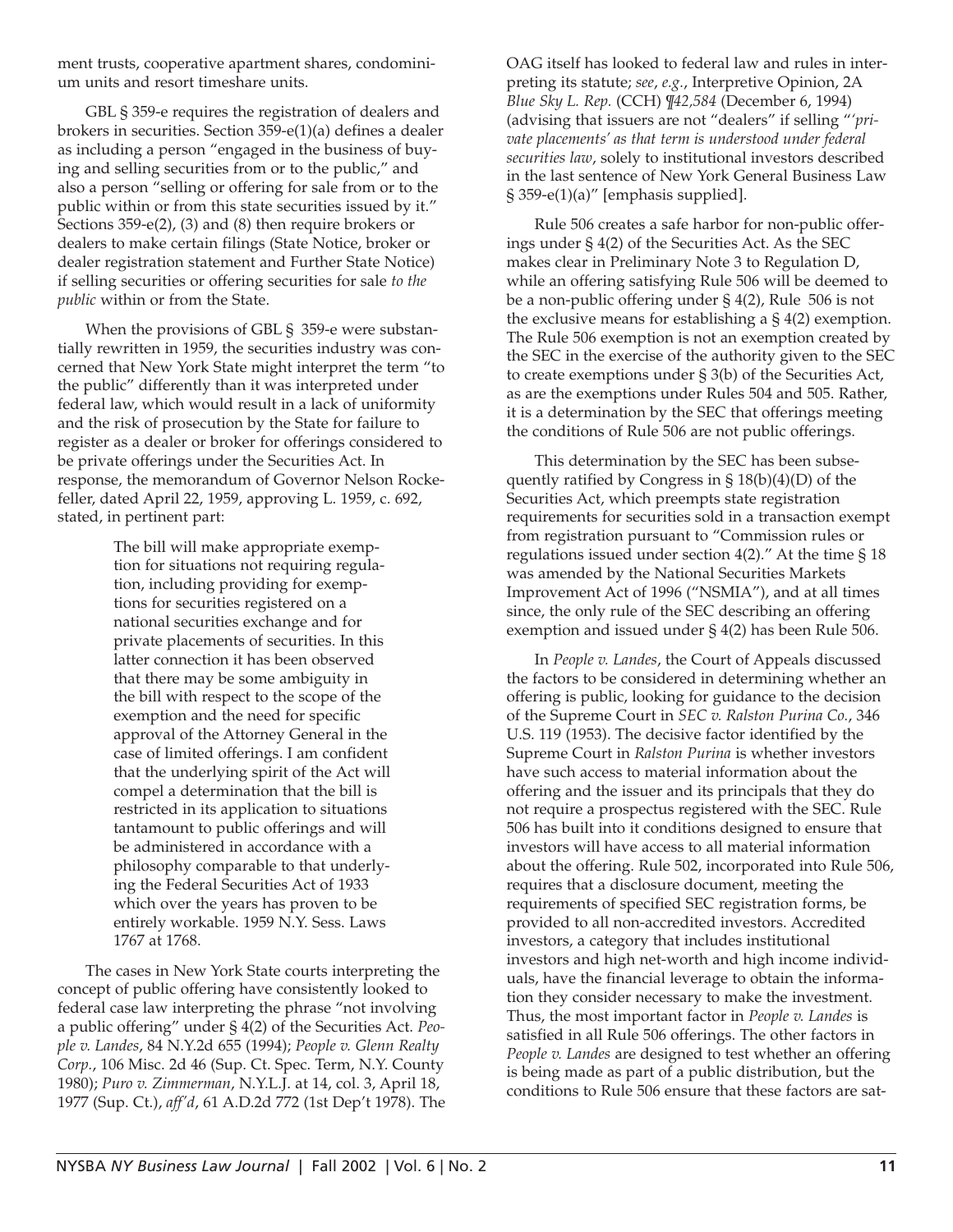ment trusts, cooperative apartment shares, condominium units and resort timeshare units.

GBL § 359-e requires the registration of dealers and brokers in securities. Section 359-e(1)(a) defines a dealer as including a person "engaged in the business of buying and selling securities from or to the public," and also a person "selling or offering for sale from or to the public within or from this state securities issued by it." Sections 359-e(2), (3) and (8) then require brokers or dealers to make certain filings (State Notice, broker or dealer registration statement and Further State Notice) if selling securities or offering securities for sale *to the public* within or from the State.

When the provisions of GBL § 359-e were substantially rewritten in 1959, the securities industry was concerned that New York State might interpret the term "to the public" differently than it was interpreted under federal law, which would result in a lack of uniformity and the risk of prosecution by the State for failure to register as a dealer or broker for offerings considered to be private offerings under the Securities Act. In response, the memorandum of Governor Nelson Rockefeller, dated April 22, 1959, approving L. 1959, c. 692, stated, in pertinent part:

> The bill will make appropriate exemption for situations not requiring regulation, including providing for exemptions for securities registered on a national securities exchange and for private placements of securities. In this latter connection it has been observed that there may be some ambiguity in the bill with respect to the scope of the exemption and the need for specific approval of the Attorney General in the case of limited offerings. I am confident that the underlying spirit of the Act will compel a determination that the bill is restricted in its application to situations tantamount to public offerings and will be administered in accordance with a philosophy comparable to that underlying the Federal Securities Act of 1933 which over the years has proven to be entirely workable. 1959 N.Y. Sess. Laws 1767 at 1768.

The cases in New York State courts interpreting the concept of public offering have consistently looked to federal case law interpreting the phrase "not involving a public offering" under § 4(2) of the Securities Act. *People v. Landes*, 84 N.Y.2d 655 (1994); *People v. Glenn Realty Corp.*, 106 Misc. 2d 46 (Sup. Ct. Spec. Term, N.Y. County 1980); *Puro v. Zimmerman*, N.Y.L.J. at 14, col. 3, April 18, 1977 (Sup. Ct.), *aff'd*, 61 A.D.2d 772 (1st Dep't 1978). The OAG itself has looked to federal law and rules in interpreting its statute; *see*, *e.g.*, Interpretive Opinion, 2A *Blue Sky L. Rep.* (CCH) ¶*42,584* (December 6, 1994) (advising that issuers are not "dealers" if selling "'*private placements' as that term is understood under federal securities law*, solely to institutional investors described in the last sentence of New York General Business Law § 359-e(1)(a)" [emphasis supplied].

Rule 506 creates a safe harbor for non-public offerings under § 4(2) of the Securities Act. As the SEC makes clear in Preliminary Note 3 to Regulation D, while an offering satisfying Rule 506 will be deemed to be a non-public offering under § 4(2), Rule 506 is not the exclusive means for establishing a § 4(2) exemption. The Rule 506 exemption is not an exemption created by the SEC in the exercise of the authority given to the SEC to create exemptions under § 3(b) of the Securities Act, as are the exemptions under Rules 504 and 505. Rather, it is a determination by the SEC that offerings meeting the conditions of Rule 506 are not public offerings.

This determination by the SEC has been subsequently ratified by Congress in § 18(b)(4)(D) of the Securities Act, which preempts state registration requirements for securities sold in a transaction exempt from registration pursuant to "Commission rules or regulations issued under section 4(2)." At the time § 18 was amended by the National Securities Markets Improvement Act of 1996 ("NSMIA"), and at all times since, the only rule of the SEC describing an offering exemption and issued under § 4(2) has been Rule 506.

In *People v. Landes*, the Court of Appeals discussed the factors to be considered in determining whether an offering is public, looking for guidance to the decision of the Supreme Court in *SEC v. Ralston Purina Co.*, 346 U.S. 119 (1953). The decisive factor identified by the Supreme Court in *Ralston Purina* is whether investors have such access to material information about the offering and the issuer and its principals that they do not require a prospectus registered with the SEC. Rule 506 has built into it conditions designed to ensure that investors will have access to all material information about the offering. Rule 502, incorporated into Rule 506, requires that a disclosure document, meeting the requirements of specified SEC registration forms, be provided to all non-accredited investors. Accredited investors, a category that includes institutional investors and high net-worth and high income individuals, have the financial leverage to obtain the information they consider necessary to make the investment. Thus, the most important factor in *People v. Landes* is satisfied in all Rule 506 offerings. The other factors in *People v. Landes* are designed to test whether an offering is being made as part of a public distribution, but the conditions to Rule 506 ensure that these factors are sat-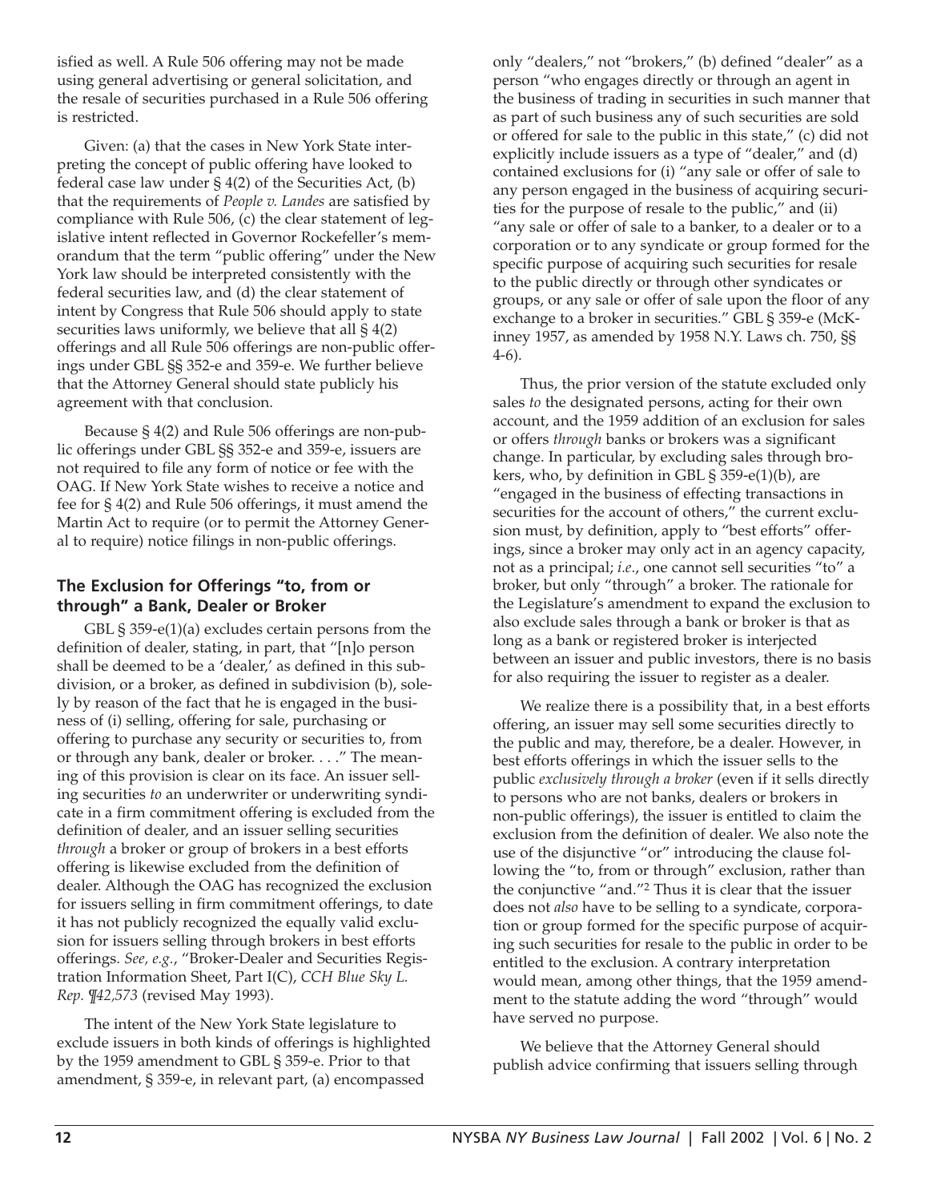isfied as well. A Rule 506 offering may not be made using general advertising or general solicitation, and the resale of securities purchased in a Rule 506 offering is restricted.

Given: (a) that the cases in New York State interpreting the concept of public offering have looked to federal case law under § 4(2) of the Securities Act, (b) that the requirements of *People v. Landes* are satisfied by compliance with Rule 506, (c) the clear statement of legislative intent reflected in Governor Rockefeller's memorandum that the term "public offering" under the New York law should be interpreted consistently with the federal securities law, and (d) the clear statement of intent by Congress that Rule 506 should apply to state securities laws uniformly, we believe that all § 4(2) offerings and all Rule 506 offerings are non-public offerings under GBL §§ 352-e and 359-e. We further believe that the Attorney General should state publicly his agreement with that conclusion.

Because § 4(2) and Rule 506 offerings are non-public offerings under GBL §§ 352-e and 359-e, issuers are not required to file any form of notice or fee with the OAG. If New York State wishes to receive a notice and fee for § 4(2) and Rule 506 offerings, it must amend the Martin Act to require (or to permit the Attorney General to require) notice filings in non-public offerings.

### The Exclusion for Offerings "to, from or through" a Bank, Dealer or Broker

GBL § 359-e(1)(a) excludes certain persons from the definition of dealer, stating, in part, that "[n]o person shall be deemed to be a 'dealer,' as defined in this subdivision, or a broker, as defined in subdivision (b), solely by reason of the fact that he is engaged in the business of (i) selling, offering for sale, purchasing or offering to purchase any security or securities to, from or through any bank, dealer or broker. . . ." The meaning of this provision is clear on its face. An issuer selling securities *to* an underwriter or underwriting syndicate in a firm commitment offering is excluded from the definition of dealer, and an issuer selling securities *through* a broker or group of brokers in a best efforts offering is likewise excluded from the definition of dealer. Although the OAG has recognized the exclusion for issuers selling in firm commitment offerings, to date it has not publicly recognized the equally valid exclusion for issuers selling through brokers in best efforts offerings. *See, e.g.*, "Broker-Dealer and Securities Registration Information Sheet, Part I(C), *CCH Blue Sky L. Rep. ¶42,573* (revised May 1993).

The intent of the New York State legislature to exclude issuers in both kinds of offerings is highlighted by the 1959 amendment to GBL § 359-e. Prior to that amendment, § 359-e, in relevant part, (a) encompassed only "dealers," not "brokers," (b) defined "dealer" as a person "who engages directly or through an agent in the business of trading in securities in such manner that as part of such business any of such securities are sold or offered for sale to the public in this state," (c) did not explicitly include issuers as a type of "dealer," and (d) contained exclusions for (i) "any sale or offer of sale to any person engaged in the business of acquiring securities for the purpose of resale to the public," and (ii) "any sale or offer of sale to a banker, to a dealer or to a corporation or to any syndicate or group formed for the specific purpose of acquiring such securities for resale to the public directly or through other syndicates or groups, or any sale or offer of sale upon the floor of any exchange to a broker in securities." GBL § 359-e (McKinney 1957, as amended by 1958 N.Y. Laws ch. 750, §§ 4-6).

Thus, the prior version of the statute excluded only sales *to* the designated persons, acting for their own account, and the 1959 addition of an exclusion for sales or offers *through* banks or brokers was a significant change. In particular, by excluding sales through brokers, who, by definition in GBL § 359-e(1)(b), are "engaged in the business of effecting transactions in securities for the account of others," the current exclusion must, by definition, apply to "best efforts" offerings, since a broker may only act in an agency capacity, not as a principal; *i.e.*, one cannot sell securities "to" a broker, but only "through" a broker. The rationale for the Legislature's amendment to expand the exclusion to also exclude sales through a bank or broker is that as long as a bank or registered broker is interjected between an issuer and public investors, there is no basis for also requiring the issuer to register as a dealer.

We realize there is a possibility that, in a best efforts offering, an issuer may sell some securities directly to the public and may, therefore, be a dealer. However, in best efforts offerings in which the issuer sells to the public *exclusively through a broker* (even if it sells directly to persons who are not banks, dealers or brokers in non-public offerings), the issuer is entitled to claim the exclusion from the definition of dealer. We also note the use of the disjunctive "or" introducing the clause following the "to, from or through" exclusion, rather than the conjunctive "and."[2] Thus it is clear that the issuer does not *also* have to be selling to a syndicate, corporation or group formed for the specific purpose of acquiring such securities for resale to the public in order to be entitled to the exclusion. A contrary interpretation would mean, among other things, that the 1959 amendment to the statute adding the word "through" would have served no purpose.

We believe that the Attorney General should publish advice confirming that issuers selling through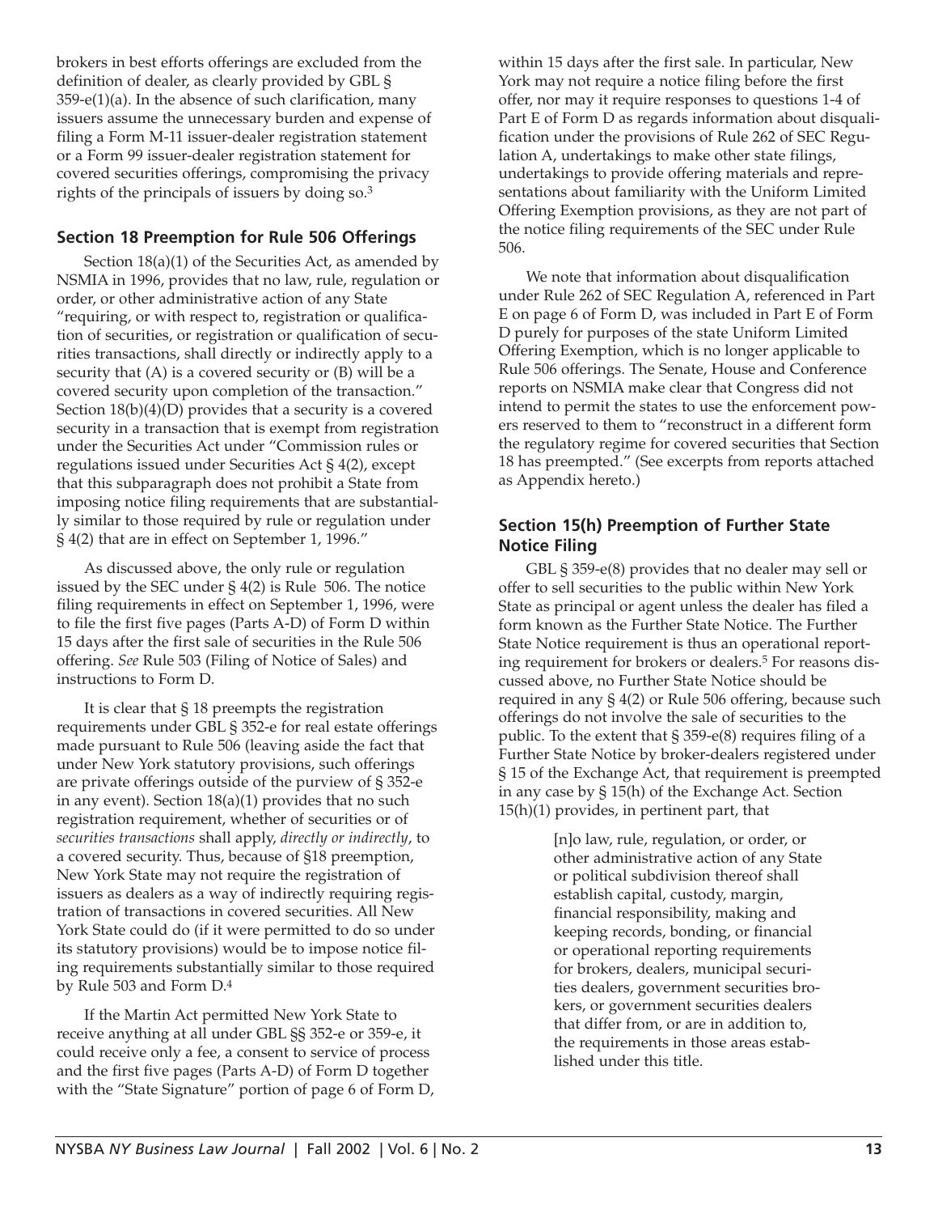brokers in best efforts offerings are excluded from the definition of dealer, as clearly provided by GBL § 359-e(1)(a). In the absence of such clarification, many issuers assume the unnecessary burden and expense of filing a Form M-11 issuer-dealer registration statement or a Form 99 issuer-dealer registration statement for covered securities offerings, compromising the privacy rights of the principals of issuers by doing so.[3]

### Section 18 Preemption for Rule 506 Offerings

Section 18(a)(1) of the Securities Act, as amended by NSMIA in 1996, provides that no law, rule, regulation or order, or other administrative action of any State "requiring, or with respect to, registration or qualification of securities, or registration or qualification of securities transactions, shall directly or indirectly apply to a security that (A) is a covered security or (B) will be a covered security upon completion of the transaction." Section 18(b)(4)(D) provides that a security is a covered security in a transaction that is exempt from registration under the Securities Act under "Commission rules or regulations issued under Securities Act § 4(2), except that this subparagraph does not prohibit a State from imposing notice filing requirements that are substantially similar to those required by rule or regulation under § 4(2) that are in effect on September 1, 1996."

As discussed above, the only rule or regulation issued by the SEC under § 4(2) is Rule 506. The notice filing requirements in effect on September 1, 1996, were to file the first five pages (Parts A-D) of Form D within 15 days after the first sale of securities in the Rule 506 offering. *See* Rule 503 (Filing of Notice of Sales) and instructions to Form D.

It is clear that § 18 preempts the registration requirements under GBL § 352-e for real estate offerings made pursuant to Rule 506 (leaving aside the fact that under New York statutory provisions, such offerings are private offerings outside of the purview of § 352-e in any event). Section 18(a)(1) provides that no such registration requirement, whether of securities or of *securities transactions* shall apply, *directly or indirectly*, to a covered security. Thus, because of §18 preemption, New York State may not require the registration of issuers as dealers as a way of indirectly requiring registration of transactions in covered securities. All New York State could do (if it were permitted to do so under its statutory provisions) would be to impose notice filing requirements substantially similar to those required by Rule 503 and Form D.[4]

If the Martin Act permitted New York State to receive anything at all under GBL §§ 352-e or 359-e, it could receive only a fee, a consent to service of process and the first five pages (Parts A-D) of Form D together with the "State Signature" portion of page 6 of Form D, within 15 days after the first sale. In particular, New York may not require a notice filing before the first offer, nor may it require responses to questions 1-4 of Part E of Form D as regards information about disqualification under the provisions of Rule 262 of SEC Regulation A, undertakings to make other state filings, undertakings to provide offering materials and representations about familiarity with the Uniform Limited Offering Exemption provisions, as they are not part of the notice filing requirements of the SEC under Rule 506.

We note that information about disqualification under Rule 262 of SEC Regulation A, referenced in Part E on page 6 of Form D, was included in Part E of Form D purely for purposes of the state Uniform Limited Offering Exemption, which is no longer applicable to Rule 506 offerings. The Senate, House and Conference reports on NSMIA make clear that Congress did not intend to permit the states to use the enforcement powers reserved to them to "reconstruct in a different form the regulatory regime for covered securities that Section 18 has preempted." (See excerpts from reports attached as Appendix hereto.)

### Section 15(h) Preemption of Further State Notice Filing

GBL § 359-e(8) provides that no dealer may sell or offer to sell securities to the public within New York State as principal or agent unless the dealer has filed a form known as the Further State Notice. The Further State Notice requirement is thus an operational reporting requirement for brokers or dealers.[5] For reasons discussed above, no Further State Notice should be required in any § 4(2) or Rule 506 offering, because such offerings do not involve the sale of securities to the public. To the extent that § 359-e(8) requires filing of a Further State Notice by broker-dealers registered under § 15 of the Exchange Act, that requirement is preempted in any case by § 15(h) of the Exchange Act. Section 15(h)(1) provides, in pertinent part, that

> [n]o law, rule, regulation, or order, or other administrative action of any State or political subdivision thereof shall establish capital, custody, margin, financial responsibility, making and keeping records, bonding, or financial or operational reporting requirements for brokers, dealers, municipal securities dealers, government securities brokers, or government securities dealers that differ from, or are in addition to, the requirements in those areas established under this title.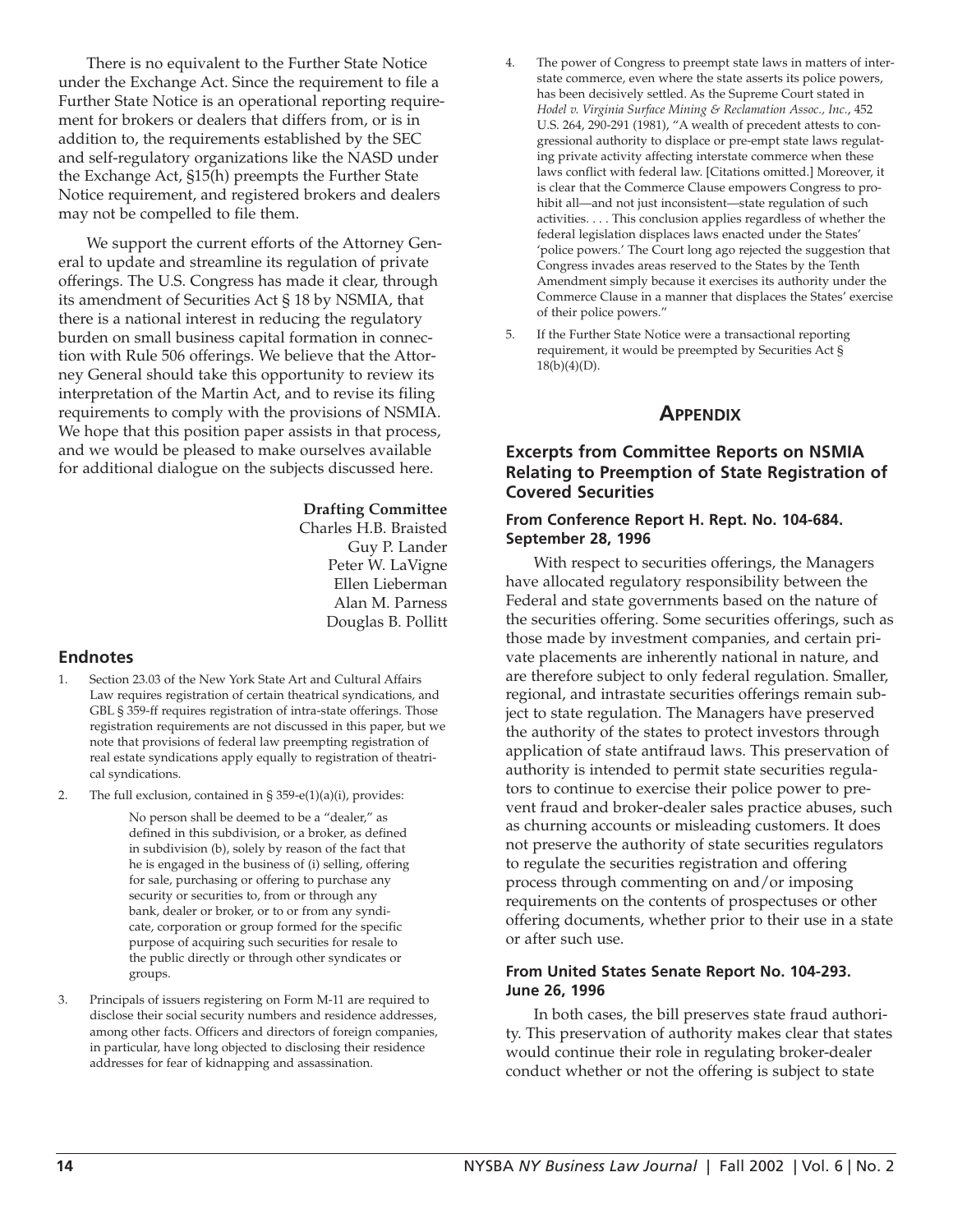There is no equivalent to the Further State Notice under the Exchange Act. Since the requirement to file a Further State Notice is an operational reporting requirement for brokers or dealers that differs from, or is in addition to, the requirements established by the SEC and self-regulatory organizations like the NASD under the Exchange Act, §15(h) preempts the Further State Notice requirement, and registered brokers and dealers may not be compelled to file them.

We support the current efforts of the Attorney General to update and streamline its regulation of private offerings. The U.S. Congress has made it clear, through its amendment of Securities Act § 18 by NSMIA, that there is a national interest in reducing the regulatory burden on small business capital formation in connection with Rule 506 offerings. We believe that the Attorney General should take this opportunity to review its interpretation of the Martin Act, and to revise its filing requirements to comply with the provisions of NSMIA. We hope that this position paper assists in that process, and we would be pleased to make ourselves available for additional dialogue on the subjects discussed here.

**Drafting Committee**
Charles H.B. Braisted
Guy P. Lander
Peter W. LaVigne
Ellen Lieberman
Alan M. Parness
Douglas B. Pollitt

## Endnotes

1. Section 23.03 of the New York State Art and Cultural Affairs Law requires registration of certain theatrical syndications, and GBL § 359-ff requires registration of intra-state offerings. Those registration requirements are not discussed in this paper, but we note that provisions of federal law preempting registration of real estate syndications apply equally to registration of theatrical syndications.
2. The full exclusion, contained in § 359-e(1)(a)(i), provides:

   > No person shall be deemed to be a "dealer," as defined in this subdivision, or a broker, as defined in subdivision (b), solely by reason of the fact that he is engaged in the business of (i) selling, offering for sale, purchasing or offering to purchase any security or securities to, from or through any bank, dealer or broker, or to or from any syndicate, corporation or group formed for the specific purpose of acquiring such securities for resale to the public directly or through other syndicates or groups.

3. Principals of issuers registering on Form M-11 are required to disclose their social security numbers and residence addresses, among other facts. Officers and directors of foreign companies, in particular, have long objected to disclosing their residence addresses for fear of kidnapping and assassination.
4. The power of Congress to preempt state laws in matters of interstate commerce, even where the state asserts its police powers, has been decisively settled. As the Supreme Court stated in *Hodel v. Virginia Surface Mining & Reclamation Assoc., Inc.*, 452 U.S. 264, 290-291 (1981), "A wealth of precedent attests to congressional authority to displace or pre-empt state laws regulating private activity affecting interstate commerce when these laws conflict with federal law. [Citations omitted.] Moreover, it is clear that the Commerce Clause empowers Congress to prohibit all—and not just inconsistent—state regulation of such activities. . . . This conclusion applies regardless of whether the federal legislation displaces laws enacted under the States' 'police powers.' The Court long ago rejected the suggestion that Congress invades areas reserved to the States by the Tenth Amendment simply because it exercises its authority under the Commerce Clause in a manner that displaces the States' exercise of their police powers."
5. If the Further State Notice were a transactional reporting requirement, it would be preempted by Securities Act § 18(b)(4)(D).

## APPENDIX

### Excerpts from Committee Reports on NSMIA Relating to Preemption of State Registration of Covered Securities

#### From Conference Report H. Rept. No. 104-684. September 28, 1996

With respect to securities offerings, the Managers have allocated regulatory responsibility between the Federal and state governments based on the nature of the securities offering. Some securities offerings, such as those made by investment companies, and certain private placements are inherently national in nature, and are therefore subject to only federal regulation. Smaller, regional, and intrastate securities offerings remain subject to state regulation. The Managers have preserved the authority of the states to protect investors through application of state antifraud laws. This preservation of authority is intended to permit state securities regulators to continue to exercise their police power to prevent fraud and broker-dealer sales practice abuses, such as churning accounts or misleading customers. It does not preserve the authority of state securities regulators to regulate the securities registration and offering process through commenting on and/or imposing requirements on the contents of prospectuses or other offering documents, whether prior to their use in a state or after such use.

#### From United States Senate Report No. 104-293. June 26, 1996

In both cases, the bill preserves state fraud authority. This preservation of authority makes clear that states would continue their role in regulating broker-dealer conduct whether or not the offering is subject to state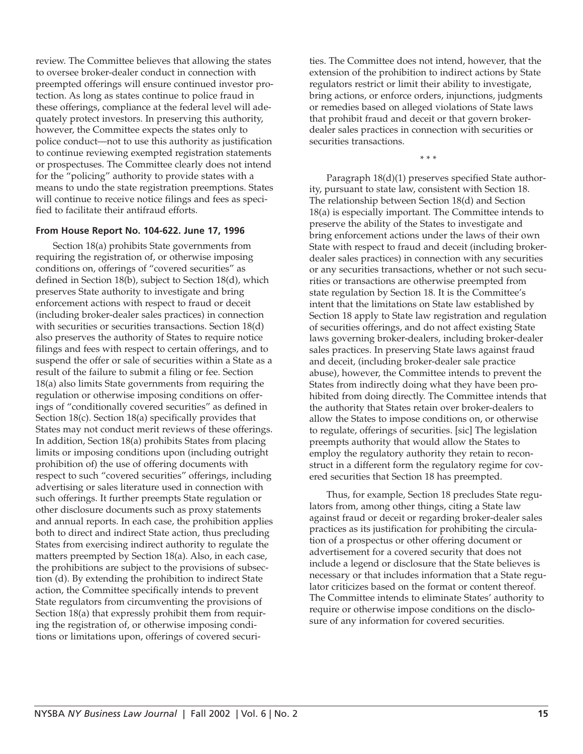review. The Committee believes that allowing the states to oversee broker-dealer conduct in connection with preempted offerings will ensure continued investor protection. As long as states continue to police fraud in these offerings, compliance at the federal level will adequately protect investors. In preserving this authority, however, the Committee expects the states only to police conduct—not to use this authority as justification to continue reviewing exempted registration statements or prospectuses. The Committee clearly does not intend for the "policing" authority to provide states with a means to undo the state registration preemptions. States will continue to receive notice filings and fees as specified to facilitate their antifraud efforts.

**From House Report No. 104-622. June 17, 1996**

Section 18(a) prohibits State governments from requiring the registration of, or otherwise imposing conditions on, offerings of "covered securities" as defined in Section 18(b), subject to Section 18(d), which preserves State authority to investigate and bring enforcement actions with respect to fraud or deceit (including broker-dealer sales practices) in connection with securities or securities transactions. Section 18(d) also preserves the authority of States to require notice filings and fees with respect to certain offerings, and to suspend the offer or sale of securities within a State as a result of the failure to submit a filing or fee. Section 18(a) also limits State governments from requiring the regulation or otherwise imposing conditions on offerings of "conditionally covered securities" as defined in Section 18(c). Section 18(a) specifically provides that States may not conduct merit reviews of these offerings. In addition, Section 18(a) prohibits States from placing limits or imposing conditions upon (including outright prohibition of) the use of offering documents with respect to such "covered securities" offerings, including advertising or sales literature used in connection with such offerings. It further preempts State regulation or other disclosure documents such as proxy statements and annual reports. In each case, the prohibition applies both to direct and indirect State action, thus precluding States from exercising indirect authority to regulate the matters preempted by Section 18(a). Also, in each case, the prohibitions are subject to the provisions of subsection (d). By extending the prohibition to indirect State action, the Committee specifically intends to prevent State regulators from circumventing the provisions of Section 18(a) that expressly prohibit them from requiring the registration of, or otherwise imposing conditions or limitations upon, offerings of covered securities. The Committee does not intend, however, that the extension of the prohibition to indirect actions by State regulators restrict or limit their ability to investigate, bring actions, or enforce orders, injunctions, judgments or remedies based on alleged violations of State laws that prohibit fraud and deceit or that govern broker-dealer sales practices in connection with securities or securities transactions.

\* \* \*

Paragraph 18(d)(1) preserves specified State authority, pursuant to state law, consistent with Section 18. The relationship between Section 18(d) and Section 18(a) is especially important. The Committee intends to preserve the ability of the States to investigate and bring enforcement actions under the laws of their own State with respect to fraud and deceit (including broker-dealer sales practices) in connection with any securities or any securities transactions, whether or not such securities or transactions are otherwise preempted from state regulation by Section 18. It is the Committee's intent that the limitations on State law established by Section 18 apply to State law registration and regulation of securities offerings, and do not affect existing State laws governing broker-dealers, including broker-dealer sales practices. In preserving State laws against fraud and deceit, (including broker-dealer sale practice abuse), however, the Committee intends to prevent the States from indirectly doing what they have been prohibited from doing directly. The Committee intends that the authority that States retain over broker-dealers to allow the States to impose conditions on, or otherwise to regulate, offerings of securities. [sic] The legislation preempts authority that would allow the States to employ the regulatory authority they retain to reconstruct in a different form the regulatory regime for covered securities that Section 18 has preempted.

Thus, for example, Section 18 precludes State regulators from, among other things, citing a State law against fraud or deceit or regarding broker-dealer sales practices as its justification for prohibiting the circulation of a prospectus or other offering document or advertisement for a covered security that does not include a legend or disclosure that the State believes is necessary or that includes information that a State regulator criticizes based on the format or content thereof. The Committee intends to eliminate States' authority to require or otherwise impose conditions on the disclosure of any information for covered securities.